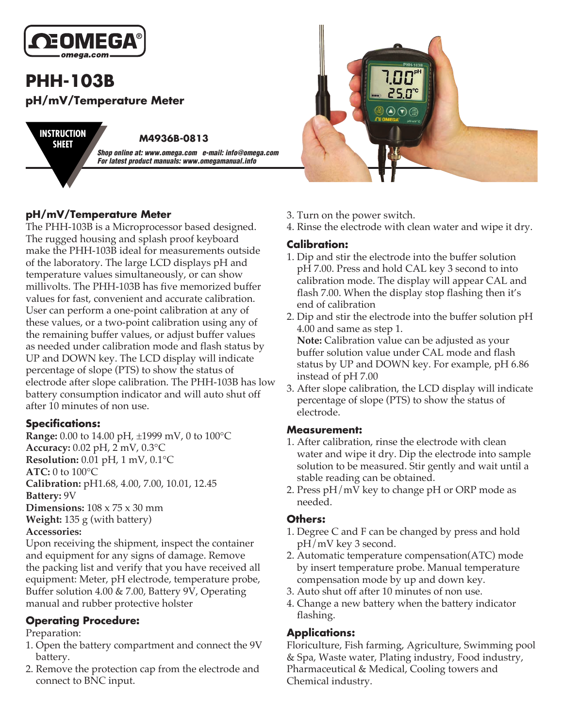# PHH-103B

## pH/mV/Temperature Meter

**INSTRUCTION SHEET**

**M4936B-0813**

*Shop online at: www.omega.com e-mail: info@omega.com*
*For latest product manuals: www.omegamanual.info*

### pH/mV/Temperature Meter

The PHH-103B is a Microprocessor based designed. The rugged housing and splash proof keyboard make the PHH-103B ideal for measurements outside of the laboratory. The large LCD displays pH and temperature values simultaneously, or can show millivolts. The PHH-103B has five memorized buffer values for fast, convenient and accurate calibration. User can perform a one-point calibration at any of these values, or a two-point calibration using any of the remaining buffer values, or adjust buffer values as needed under calibration mode and flash status by UP and DOWN key. The LCD display will indicate percentage of slope (PTS) to show the status of electrode after slope calibration. The PHH-103B has low battery consumption indicator and will auto shut off after 10 minutes of non use.

### Specifications:

**Range:** 0.00 to 14.00 pH, ±1999 mV, 0 to 100°C
**Accuracy:** 0.02 pH, 2 mV, 0.3°C
**Resolution:** 0.01 pH, 1 mV, 0.1°C
**ATC:** 0 to 100°C
**Calibration:** pH1.68, 4.00, 7.00, 10.01, 12.45
**Battery:** 9V
**Dimensions:** 108 x 75 x 30 mm
**Weight:** 135 g (with battery)
**Accessories:**

Upon receiving the shipment, inspect the container and equipment for any signs of damage. Remove the packing list and verify that you have received all equipment: Meter, pH electrode, temperature probe, Buffer solution 4.00 & 7.00, Battery 9V, Operating manual and rubber protective holster

### Operating Procedure:

Preparation:

1. Open the battery compartment and connect the 9V battery.
2. Remove the protection cap from the electrode and connect to BNC input.
3. Turn on the power switch.
4. Rinse the electrode with clean water and wipe it dry.

### Calibration:

1. Dip and stir the electrode into the buffer solution pH 7.00. Press and hold CAL key 3 second to into calibration mode. The display will appear CAL and flash 7.00. When the display stop flashing then it's end of calibration
2. Dip and stir the electrode into the buffer solution pH 4.00 and same as step 1.
   **Note:** Calibration value can be adjusted as your buffer solution value under CAL mode and flash status by UP and DOWN key. For example, pH 6.86 instead of pH 7.00
3. After slope calibration, the LCD display will indicate percentage of slope (PTS) to show the status of electrode.

### Measurement:

1. After calibration, rinse the electrode with clean water and wipe it dry. Dip the electrode into sample solution to be measured. Stir gently and wait until a stable reading can be obtained.
2. Press pH/mV key to change pH or ORP mode as needed.

### Others:

1. Degree C and F can be changed by press and hold pH/mV key 3 second.
2. Automatic temperature compensation(ATC) mode by insert temperature probe. Manual temperature compensation mode by up and down key.
3. Auto shut off after 10 minutes of non use.
4. Change a new battery when the battery indicator flashing.

### Applications:

Floriculture, Fish farming, Agriculture, Swimming pool & Spa, Waste water, Plating industry, Food industry, Pharmaceutical & Medical, Cooling towers and Chemical industry.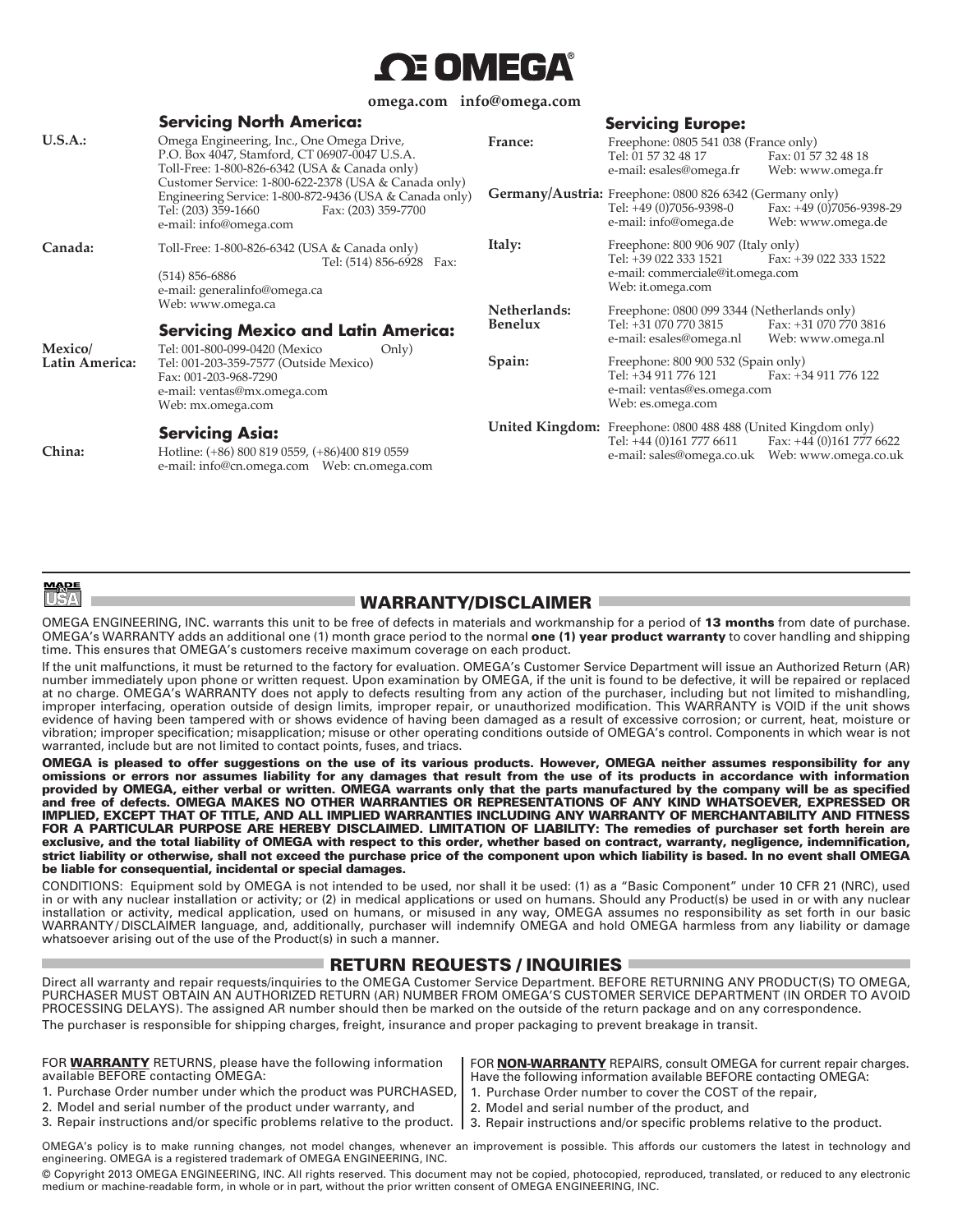# OMEGA

omega.com info@omega.com

## Servicing North America:

**U.S.A.:** Omega Engineering, Inc., One Omega Drive,
P.O. Box 4047, Stamford, CT 06907-0047 U.S.A.
Toll-Free: 1-800-826-6342 (USA & Canada only)
Customer Service: 1-800-622-2378 (USA & Canada only)
Engineering Service: 1-800-872-9436 (USA & Canada only)
Tel: (203) 359-1660 Fax: (203) 359-7700
e-mail: info@omega.com

**Canada:** Toll-Free: 1-800-826-6342 (USA & Canada only)
Tel: (514) 856-6928 Fax: (514) 856-6886
e-mail: generalinfo@omega.ca
Web: www.omega.ca

## Servicing Mexico and Latin America:

**Mexico/ Latin America:** Tel: 001-800-099-0420 (Mexico Only)
Tel: 001-203-359-7577 (Outside Mexico)
Fax: 001-203-968-7290
e-mail: ventas@mx.omega.com
Web: mx.omega.com

## Servicing Asia:

**China:** Hotline: (+86) 800 819 0559, (+86)400 819 0559
e-mail: info@cn.omega.com Web: cn.omega.com

## Servicing Europe:

**France:** Freephone: 0805 541 038 (France only)
Tel: 01 57 32 48 17 Fax: 01 57 32 48 18
e-mail: esales@omega.fr Web: www.omega.fr

**Germany/Austria:** Freephone: 0800 826 6342 (Germany only)
Tel: +49 (0)7056-9398-0 Fax: +49 (0)7056-9398-29
e-mail: info@omega.de Web: www.omega.de

**Italy:** Freephone: 800 906 907 (Italy only)
Tel: +39 022 333 1521 Fax: +39 022 333 1522
e-mail: commerciale@it.omega.com
Web: it.omega.com

**Netherlands: Benelux** Freephone: 0800 099 3344 (Netherlands only)
Tel: +31 070 770 3815 Fax: +31 070 770 3816
e-mail: esales@omega.nl Web: www.omega.nl

**Spain:** Freephone: 800 900 532 (Spain only)
Tel: +34 911 776 121 Fax: +34 911 776 122
e-mail: ventas@es.omega.com
Web: es.omega.com

**United Kingdom:** Freephone: 0800 488 488 (United Kingdom only)
Tel: +44 (0)161 777 6611 Fax: +44 (0)161 777 6622
e-mail: sales@omega.co.uk Web: www.omega.co.uk

MADE IN USA

## WARRANTY/DISCLAIMER

OMEGA ENGINEERING, INC. warrants this unit to be free of defects in materials and workmanship for a period of **13 months** from date of purchase. OMEGA's WARRANTY adds an additional one (1) month grace period to the normal **one (1) year product warranty** to cover handling and shipping time. This ensures that OMEGA's customers receive maximum coverage on each product.

If the unit malfunctions, it must be returned to the factory for evaluation. OMEGA's Customer Service Department will issue an Authorized Return (AR) number immediately upon phone or written request. Upon examination by OMEGA, if the unit is found to be defective, it will be repaired or replaced at no charge. OMEGA's WARRANTY does not apply to defects resulting from any action of the purchaser, including but not limited to mishandling, improper interfacing, operation outside of design limits, improper repair, or unauthorized modification. This WARRANTY is VOID if the unit shows evidence of having been tampered with or shows evidence of having been damaged as a result of excessive corrosion; or current, heat, moisture or vibration; improper specification; misapplication; misuse or other operating conditions outside of OMEGA's control. Components in which wear is not warranted, include but are not limited to contact points, fuses, and triacs.

**OMEGA is pleased to offer suggestions on the use of its various products. However, OMEGA neither assumes responsibility for any omissions or errors nor assumes liability for any damages that result from the use of its products in accordance with information provided by OMEGA, either verbal or written. OMEGA warrants only that the parts manufactured by the company will be as specified and free of defects. OMEGA MAKES NO OTHER WARRANTIES OR REPRESENTATIONS OF ANY KIND WHATSOEVER, EXPRESSED OR IMPLIED, EXCEPT THAT OF TITLE, AND ALL IMPLIED WARRANTIES INCLUDING ANY WARRANTY OF MERCHANTABILITY AND FITNESS FOR A PARTICULAR PURPOSE ARE HEREBY DISCLAIMED. LIMITATION OF LIABILITY: The remedies of purchaser set forth herein are exclusive, and the total liability of OMEGA with respect to this order, whether based on contract, warranty, negligence, indemnification, strict liability or otherwise, shall not exceed the purchase price of the component upon which liability is based. In no event shall OMEGA be liable for consequential, incidental or special damages.**

CONDITIONS: Equipment sold by OMEGA is not intended to be used, nor shall it be used: (1) as a "Basic Component" under 10 CFR 21 (NRC), used in or with any nuclear installation or activity; or (2) in medical applications or used on humans. Should any Product(s) be used in or with any nuclear installation or activity, medical application, used on humans, or misused in any way, OMEGA assumes no responsibility as set forth in our basic WARRANTY/DISCLAIMER language, and, additionally, purchaser will indemnify OMEGA and hold OMEGA harmless from any liability or damage whatsoever arising out of the use of the Product(s) in such a manner.

## RETURN REQUESTS / INQUIRIES

Direct all warranty and repair requests/inquiries to the OMEGA Customer Service Department. BEFORE RETURNING ANY PRODUCT(S) TO OMEGA, PURCHASER MUST OBTAIN AN AUTHORIZED RETURN (AR) NUMBER FROM OMEGA'S CUSTOMER SERVICE DEPARTMENT (IN ORDER TO AVOID PROCESSING DELAYS). The assigned AR number should then be marked on the outside of the return package and on any correspondence.

The purchaser is responsible for shipping charges, freight, insurance and proper packaging to prevent breakage in transit.

FOR **WARRANTY** RETURNS, please have the following information available BEFORE contacting OMEGA:

1. Purchase Order number under which the product was PURCHASED,
2. Model and serial number of the product under warranty, and
3. Repair instructions and/or specific problems relative to the product.

FOR **NON-WARRANTY** REPAIRS, consult OMEGA for current repair charges. Have the following information available BEFORE contacting OMEGA:

1. Purchase Order number to cover the COST of the repair,
2. Model and serial number of the product, and
3. Repair instructions and/or specific problems relative to the product.

OMEGA's policy is to make running changes, not model changes, whenever an improvement is possible. This affords our customers the latest in technology and engineering. OMEGA is a registered trademark of OMEGA ENGINEERING, INC.

© Copyright 2013 OMEGA ENGINEERING, INC. All rights reserved. This document may not be copied, photocopied, reproduced, translated, or reduced to any electronic medium or machine-readable form, in whole or in part, without the prior written consent of OMEGA ENGINEERING, INC.